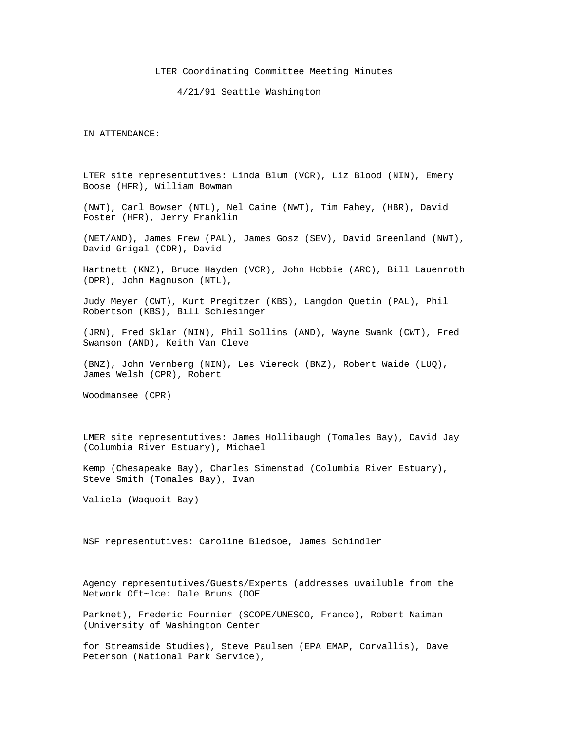LTER Coordinating Committee Meeting Minutes

4/21/91 Seattle Washington

IN ATTENDANCE:

LTER site representutives: Linda Blum (VCR), Liz Blood (NIN), Emery Boose (HFR), William Bowman (NWT), Carl Bowser (NTL), Nel Caine (NWT), Tim Fahey, (HBR), David Foster (HFR), Jerry Franklin (NET/AND), James Frew (PAL), James Gosz (SEV), David Greenland (NWT), David Grigal (CDR), David Hartnett (KNZ), Bruce Hayden (VCR), John Hobbie (ARC), Bill Lauenroth (DPR), John Magnuson (NTL), Judy Meyer (CWT), Kurt Pregitzer (KBS), Langdon Quetin (PAL), Phil Robertson (KBS), Bill Schlesinger (JRN), Fred Sklar (NIN), Phil Sollins (AND), Wayne Swank (CWT), Fred Swanson (AND), Keith Van Cleve (BNZ), John Vernberg (NIN), Les Viereck (BNZ), Robert Waide (LUQ), James Welsh (CPR), Robert Woodmansee (CPR)

LMER site representutives: James Hollibaugh (Tomales Bay), David Jay (Columbia River Estuary), Michael Kemp (Chesapeake Bay), Charles Simenstad (Columbia River Estuary), Steve Smith (Tomales Bay), Ivan Valiela (Waquoit Bay)

NSF representutives: Caroline Bledsoe, James Schindler

Agency representutives/Guests/Experts (addresses uvailuble from the Network Oft~lce: Dale Bruns (DOE Parknet), Frederic Fournier (SCOPE/UNESCO, France), Robert Naiman (University of Washington Center for Streamside Studies), Steve Paulsen (EPA EMAP, Corvallis), Dave Peterson (National Park Service),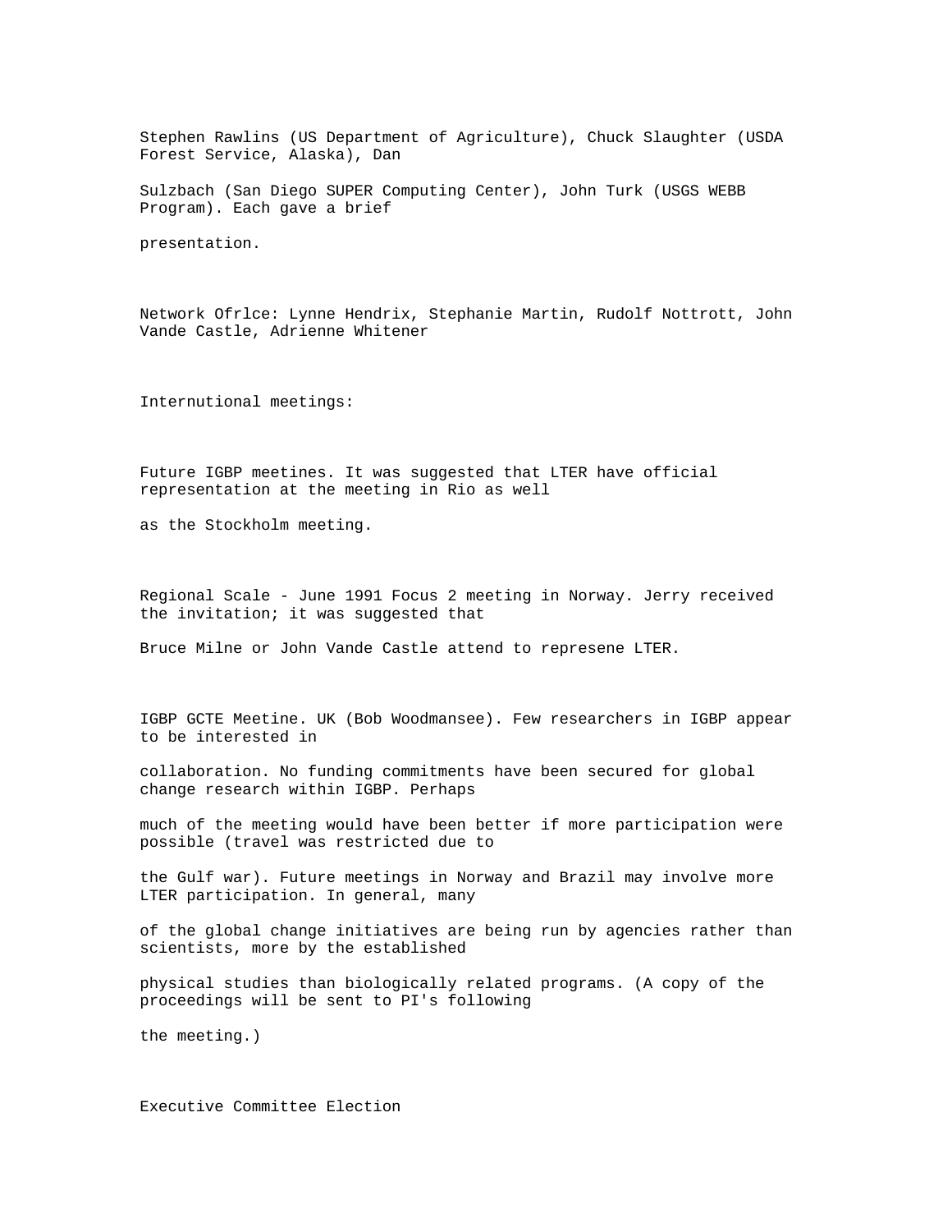Stephen Rawlins (US Department of Agriculture), Chuck Slaughter (USDA Forest Service, Alaska), Dan Sulzbach (San Diego SUPER Computing Center), John Turk (USGS WEBB Program). Each gave a brief presentation.

Network Ofrlce: Lynne Hendrix, Stephanie Martin, Rudolf Nottrott, John Vande Castle, Adrienne Whitener

Internutional meetings:

Future IGBP meetines. It was suggested that LTER have official representation at the meeting in Rio as well as the Stockholm meeting.

Regional Scale - June 1991 Focus 2 meeting in Norway. Jerry received the invitation; it was suggested that Bruce Milne or John Vande Castle attend to represene LTER.

IGBP GCTE Meetine. UK (Bob Woodmansee). Few researchers in IGBP appear to be interested in collaboration. No funding commitments have been secured for global change research within IGBP. Perhaps much of the meeting would have been better if more participation were possible (travel was restricted due to the Gulf war). Future meetings in Norway and Brazil may involve more LTER participation. In general, many of the global change initiatives are being run by agencies rather than scientists, more by the established physical studies than biologically related programs. (A copy of the proceedings will be sent to PI's following the meeting.)

Executive Committee Election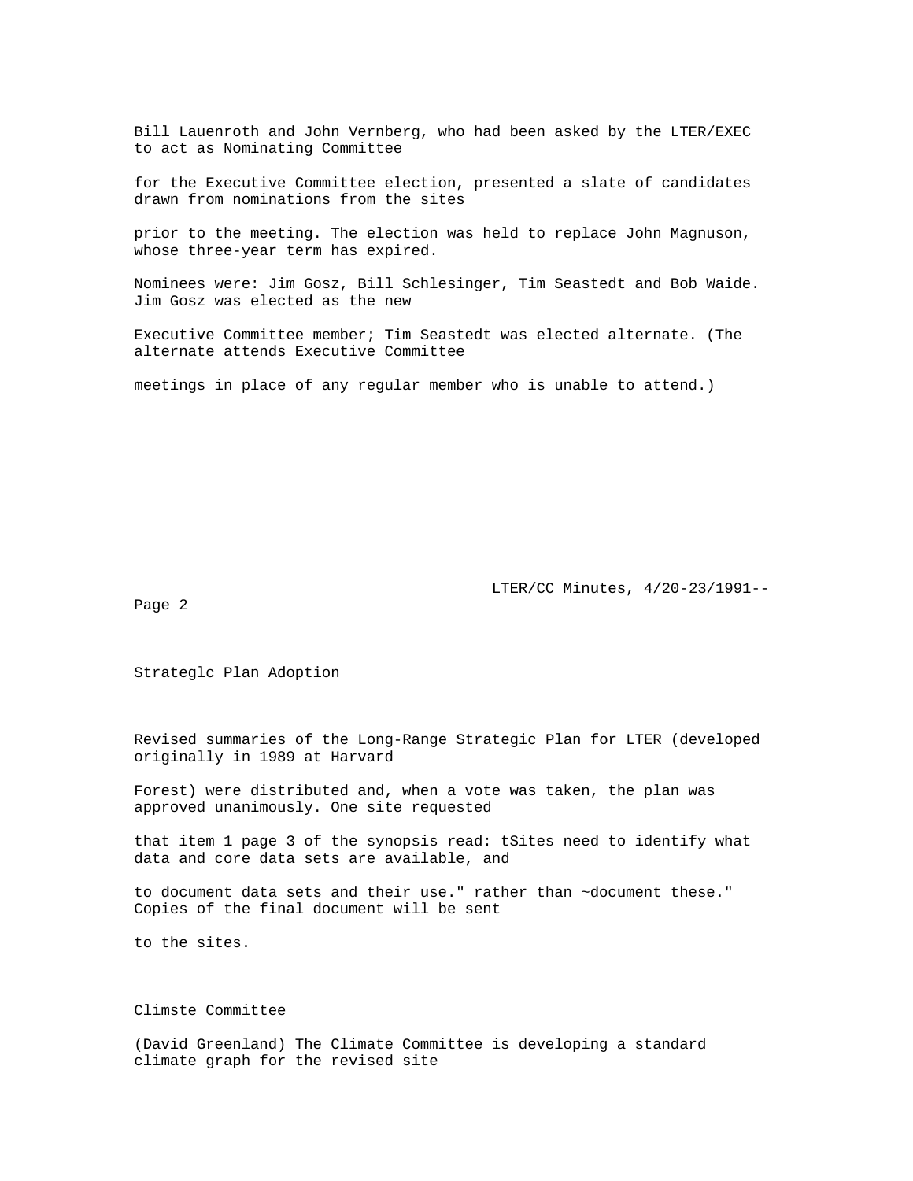Bill Lauenroth and John Vernberg, who had been asked by the LTER/EXEC to act as Nominating Committee for the Executive Committee election, presented a slate of candidates drawn from nominations from the sites prior to the meeting. The election was held to replace John Magnuson, whose three-year term has expired.

Nominees were: Jim Gosz, Bill Schlesinger, Tim Seastedt and Bob Waide. Jim Gosz was elected as the new Executive Committee member; Tim Seastedt was elected alternate. (The alternate attends Executive Committee meetings in place of any regular member who is unable to attend.)

## Strateglc Plan Adoption

Revised summaries of the Long-Range Strategic Plan for LTER (developed originally in 1989 at Harvard Forest) were distributed and, when a vote was taken, the plan was approved unanimously. One site requested that item 1 page 3 of the synopsis read: tSites need to identify what data and core data sets are available, and to document data sets and their use." rather than ~document these." Copies of the final document will be sent to the sites.

## Climste Committee

(David Greenland) The Climate Committee is developing a standard climate graph for the revised site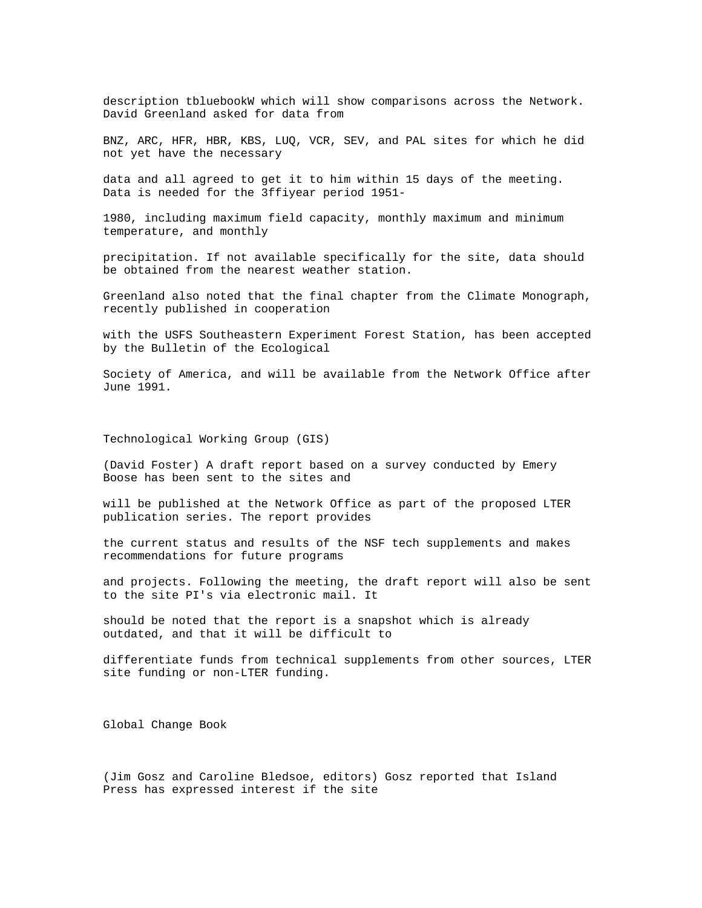description tbluebookW which will show comparisons across the Network. David Greenland asked for data from BNZ, ARC, HFR, HBR, KBS, LUQ, VCR, SEV, and PAL sites for which he did not yet have the necessary data and all agreed to get it to him within 15 days of the meeting. Data is needed for the 3ffiyear period 1951-1980, including maximum field capacity, monthly maximum and minimum temperature, and monthly precipitation. If not available specifically for the site, data should be obtained from the nearest weather station.

Greenland also noted that the final chapter from the Climate Monograph, recently published in cooperation with the USFS Southeastern Experiment Forest Station, has been accepted by the Bulletin of the Ecological Society of America, and will be available from the Network Office after June 1991.

## Technological Working Group (GIS)

(David Foster) A draft report based on a survey conducted by Emery Boose has been sent to the sites and will be published at the Network Office as part of the proposed LTER publication series. The report provides the current status and results of the NSF tech supplements and makes recommendations for future programs and projects. Following the meeting, the draft report will also be sent to the site PI's via electronic mail. It should be noted that the report is a snapshot which is already outdated, and that it will be difficult to differentiate funds from technical supplements from other sources, LTER site funding or non-LTER funding.

## Global Change Book

(Jim Gosz and Caroline Bledsoe, editors) Gosz reported that Island Press has expressed interest if the site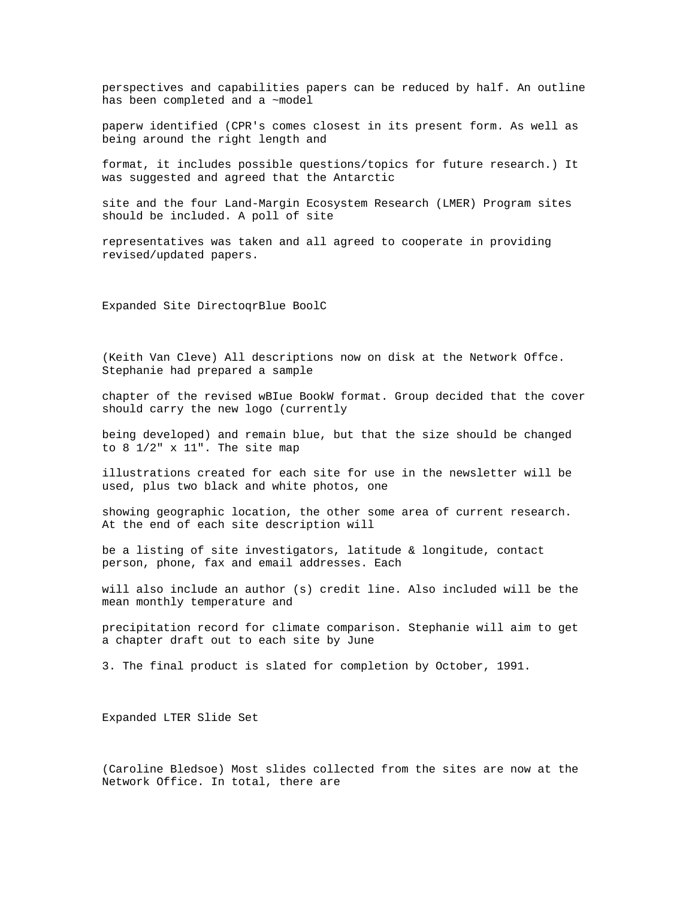perspectives and capabilities papers can be reduced by half. An outline has been completed and a ~model paperw identified (CPR's comes closest in its present form. As well as being around the right length and format, it includes possible questions/topics for future research.) It was suggested and agreed that the Antarctic site and the four Land-Margin Ecosystem Research (LMER) Program sites should be included. A poll of site representatives was taken and all agreed to cooperate in providing revised/updated papers.

## Expanded Site DirectoqrBlue BoolC

(Keith Van Cleve) All descriptions now on disk at the Network Offce. Stephanie had prepared a sample chapter of the revised wBIue BookW format. Group decided that the cover should carry the new logo (currently being developed) and remain blue, but that the size should be changed to 8 1/2" x 11". The site map illustrations created for each site for use in the newsletter will be used, plus two black and white photos, one showing geographic location, the other some area of current research. At the end of each site description will be a listing of site investigators, latitude & longitude, contact person, phone, fax and email addresses. Each will also include an author (s) credit line. Also included will be the mean monthly temperature and precipitation record for climate comparison. Stephanie will aim to get a chapter draft out to each site by June 3. The final product is slated for completion by October, 1991.

## Expanded LTER Slide Set

(Caroline Bledsoe) Most slides collected from the sites are now at the Network Office. In total, there are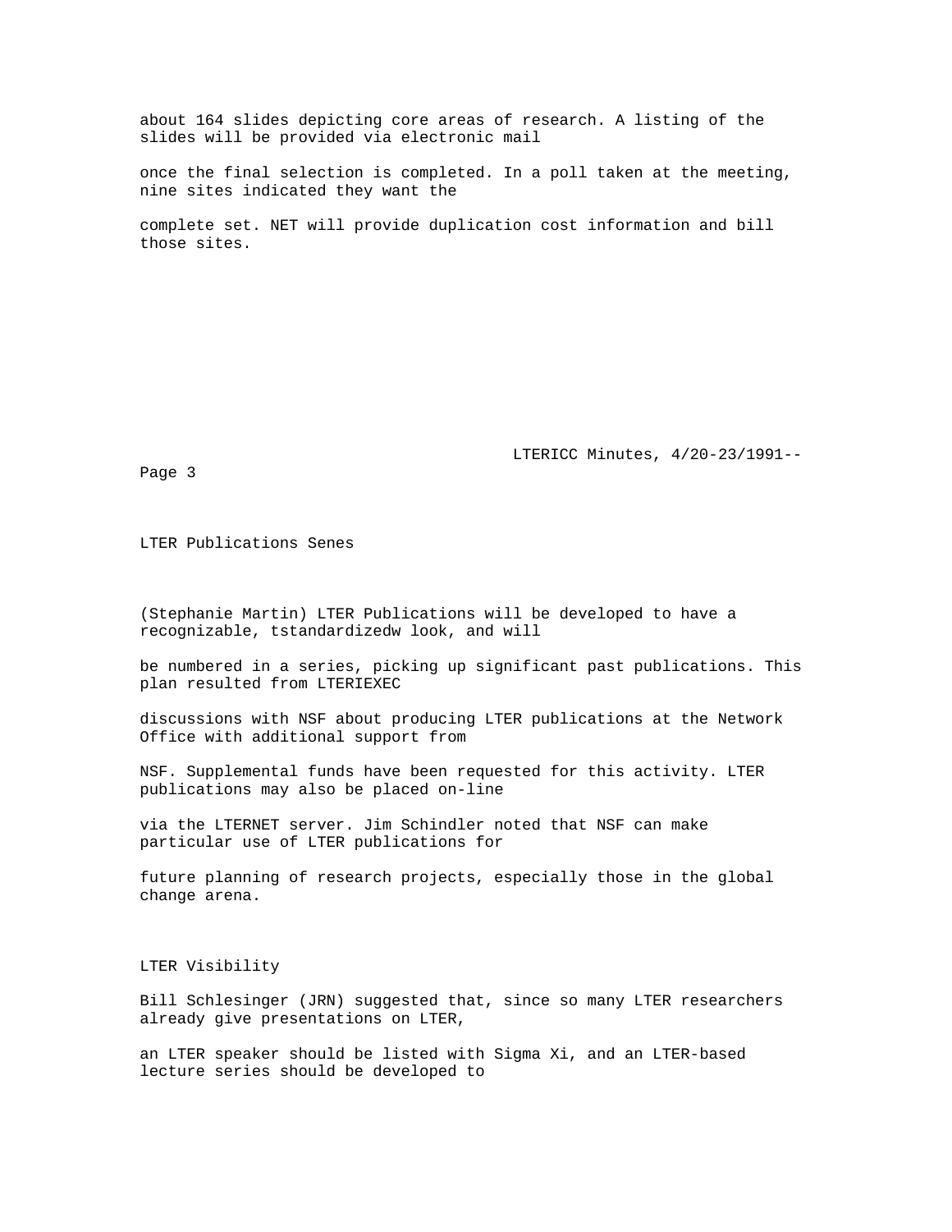about 164 slides depicting core areas of research. A listing of the slides will be provided via electronic mail once the final selection is completed. In a poll taken at the meeting, nine sites indicated they want the complete set. NET will provide duplication cost information and bill those sites.

## LTER Publications Senes

(Stephanie Martin) LTER Publications will be developed to have a recognizable, tstandardizedw look, and will be numbered in a series, picking up significant past publications. This plan resulted from LTERIEXEC discussions with NSF about producing LTER publications at the Network Office with additional support from NSF. Supplemental funds have been requested for this activity. LTER publications may also be placed on-line via the LTERNET server. Jim Schindler noted that NSF can make particular use of LTER publications for future planning of research projects, especially those in the global change arena.

## LTER Visibility

Bill Schlesinger (JRN) suggested that, since so many LTER researchers already give presentations on LTER, an LTER speaker should be listed with Sigma Xi, and an LTER-based lecture series should be developed to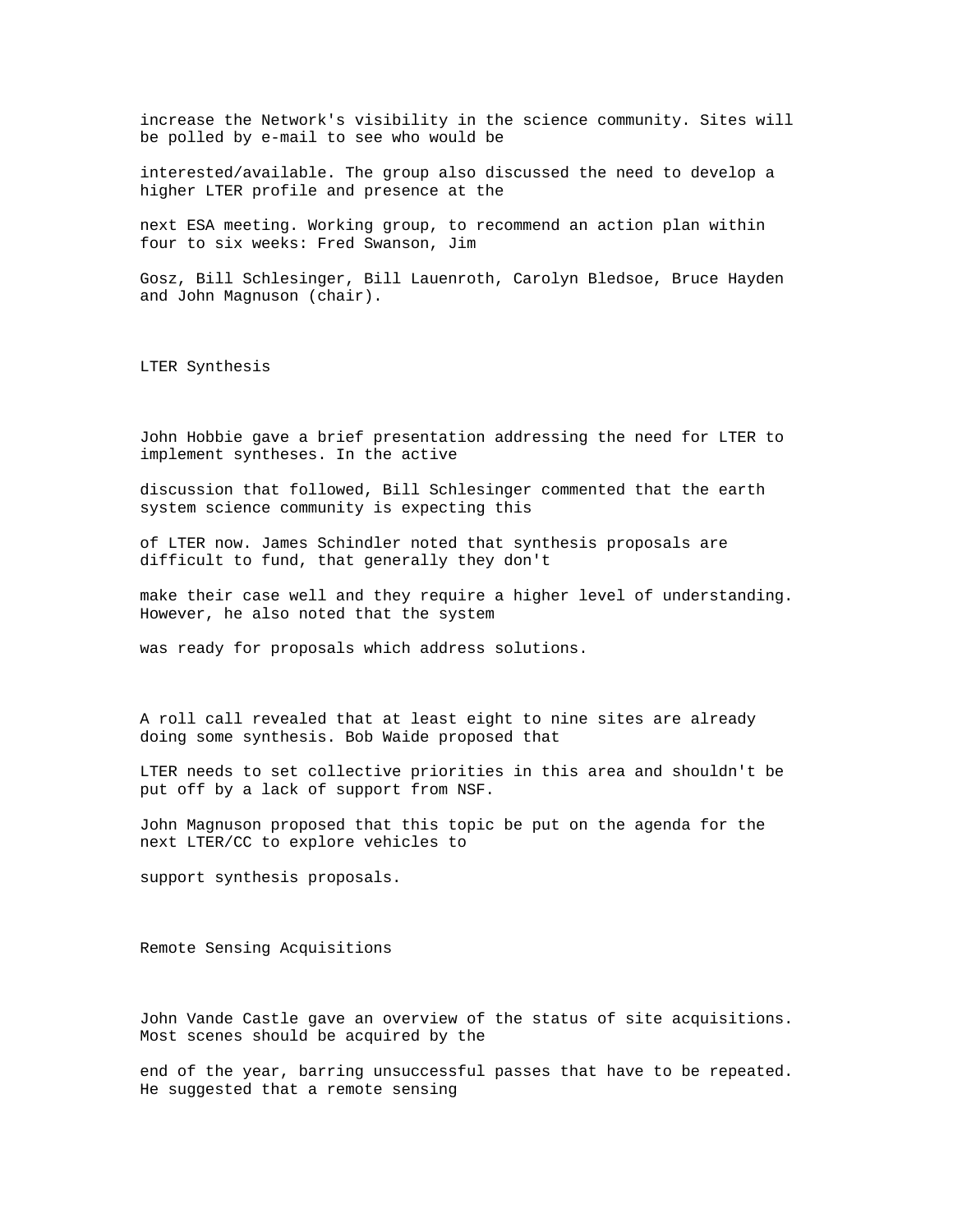increase the Network's visibility in the science community. Sites will be polled by e-mail to see who would be interested/available. The group also discussed the need to develop a higher LTER profile and presence at the next ESA meeting. Working group, to recommend an action plan within four to six weeks: Fred Swanson, Jim Gosz, Bill Schlesinger, Bill Lauenroth, Carolyn Bledsoe, Bruce Hayden and John Magnuson (chair).

## LTER Synthesis

John Hobbie gave a brief presentation addressing the need for LTER to implement syntheses. In the active discussion that followed, Bill Schlesinger commented that the earth system science community is expecting this of LTER now. James Schindler noted that synthesis proposals are difficult to fund, that generally they don't make their case well and they require a higher level of understanding. However, he also noted that the system was ready for proposals which address solutions.

A roll call revealed that at least eight to nine sites are already doing some synthesis. Bob Waide proposed that LTER needs to set collective priorities in this area and shouldn't be put off by a lack of support from NSF. John Magnuson proposed that this topic be put on the agenda for the next LTER/CC to explore vehicles to support synthesis proposals.

## Remote Sensing Acquisitions

John Vande Castle gave an overview of the status of site acquisitions. Most scenes should be acquired by the end of the year, barring unsuccessful passes that have to be repeated. He suggested that a remote sensing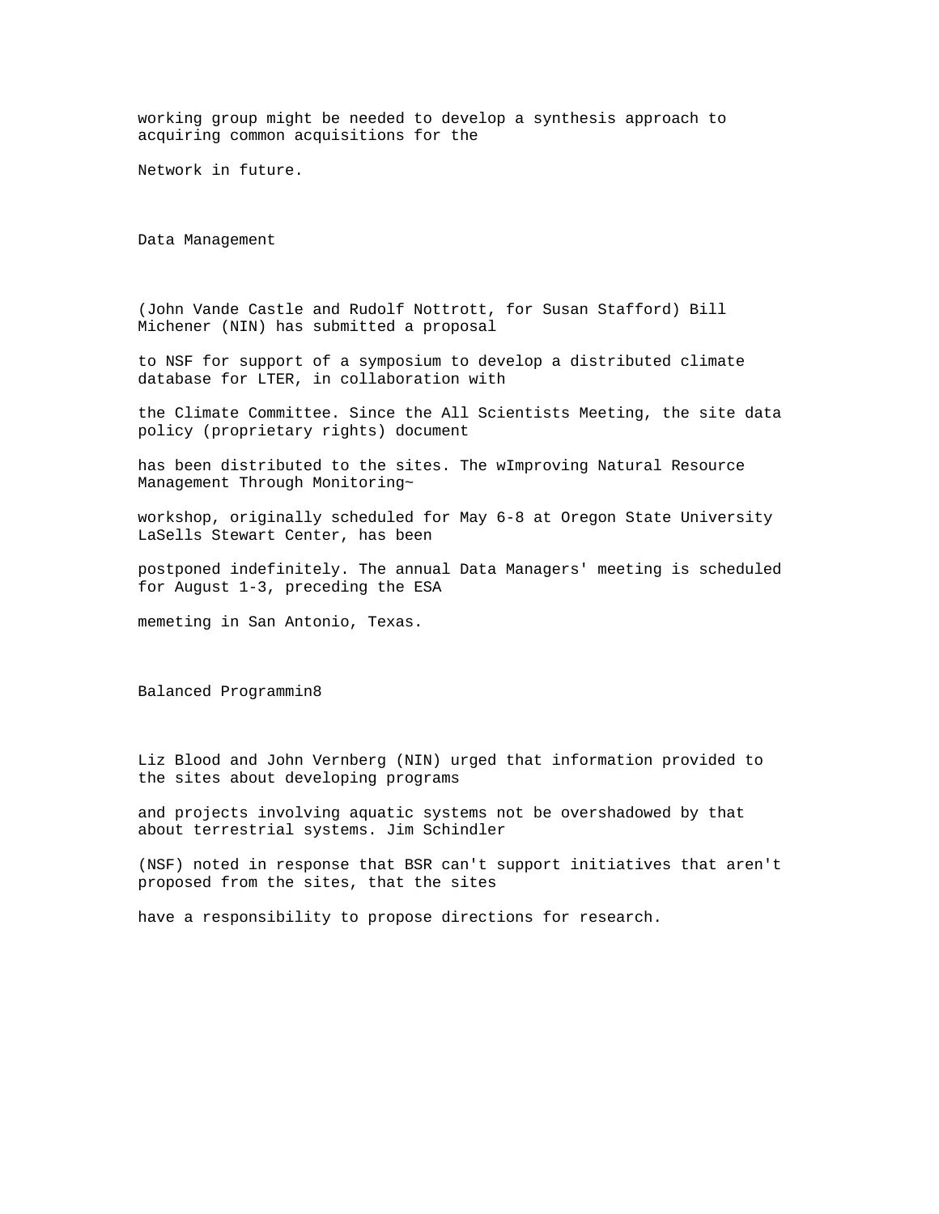working group might be needed to develop a synthesis approach to acquiring common acquisitions for the Network in future.

## Data Management

(John Vande Castle and Rudolf Nottrott, for Susan Stafford) Bill Michener (NIN) has submitted a proposal to NSF for support of a symposium to develop a distributed climate database for LTER, in collaboration with the Climate Committee. Since the All Scientists Meeting, the site data policy (proprietary rights) document has been distributed to the sites. The wImproving Natural Resource Management Through Monitoring~ workshop, originally scheduled for May 6-8 at Oregon State University LaSells Stewart Center, has been postponed indefinitely. The annual Data Managers' meeting is scheduled for August 1-3, preceding the ESA memeting in San Antonio, Texas.

## Balanced Programmin8

Liz Blood and John Vernberg (NIN) urged that information provided to the sites about developing programs and projects involving aquatic systems not be overshadowed by that about terrestrial systems. Jim Schindler (NSF) noted in response that BSR can't support initiatives that aren't proposed from the sites, that the sites have a responsibility to propose directions for research.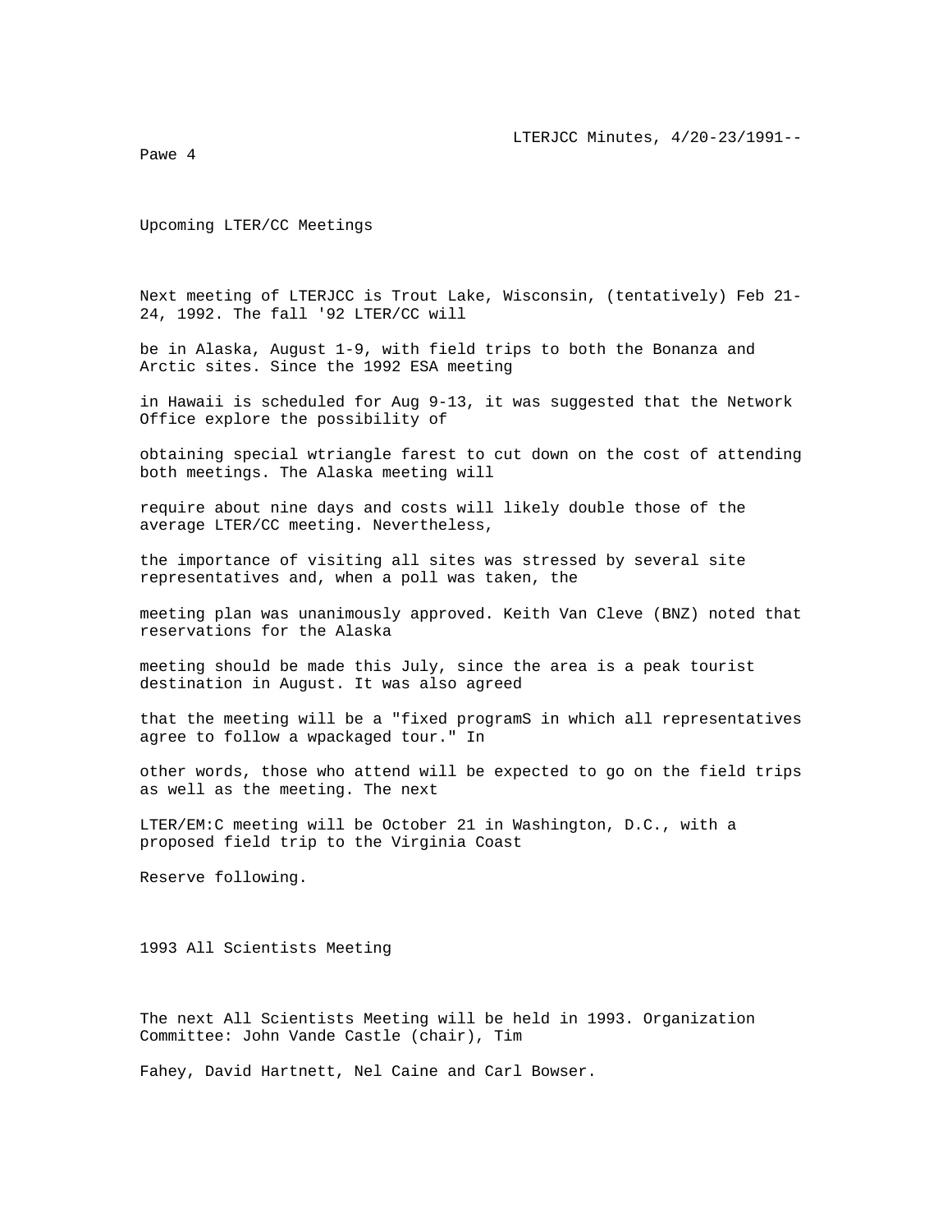## Upcoming LTER/CC Meetings

Next meeting of LTERJCC is Trout Lake, Wisconsin, (tentatively) Feb 21-24, 1992. The fall '92 LTER/CC will be in Alaska, August 1-9, with field trips to both the Bonanza and Arctic sites. Since the 1992 ESA meeting in Hawaii is scheduled for Aug 9-13, it was suggested that the Network Office explore the possibility of obtaining special wtriangle farest to cut down on the cost of attending both meetings. The Alaska meeting will require about nine days and costs will likely double those of the average LTER/CC meeting. Nevertheless, the importance of visiting all sites was stressed by several site representatives and, when a poll was taken, the meeting plan was unanimously approved. Keith Van Cleve (BNZ) noted that reservations for the Alaska meeting should be made this July, since the area is a peak tourist destination in August. It was also agreed that the meeting will be a "fixed programS in which all representatives agree to follow a wpackaged tour." In other words, those who attend will be expected to go on the field trips as well as the meeting. The next LTER/EM:C meeting will be October 21 in Washington, D.C., with a proposed field trip to the Virginia Coast Reserve following.

## 1993 All Scientists Meeting

The next All Scientists Meeting will be held in 1993. Organization Committee: John Vande Castle (chair), Tim Fahey, David Hartnett, Nel Caine and Carl Bowser.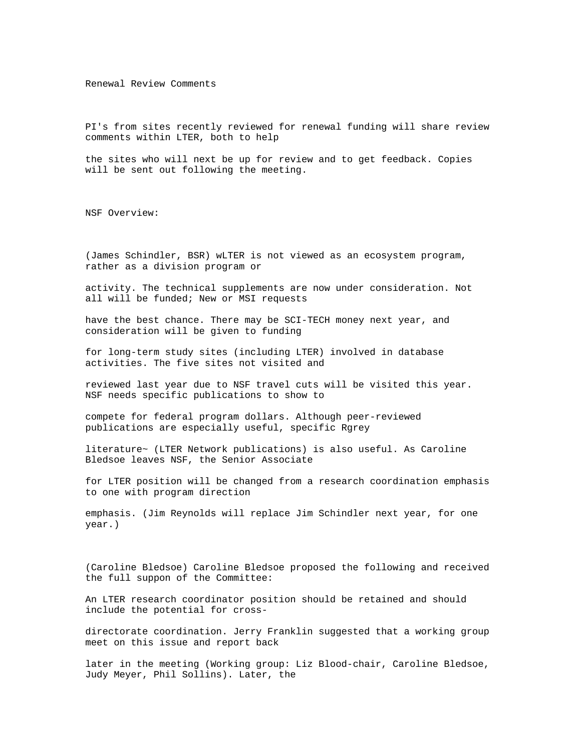Renewal Review Comments

PI's from sites recently reviewed for renewal funding will share review comments within LTER, both to help the sites who will next be up for review and to get feedback. Copies will be sent out following the meeting.

NSF Overview:

(James Schindler, BSR) wLTER is not viewed as an ecosystem program, rather as a division program or activity. The technical supplements are now under consideration. Not all will be funded; New or MSI requests have the best chance. There may be SCI-TECH money next year, and consideration will be given to funding for long-term study sites (including LTER) involved in database activities. The five sites not visited and reviewed last year due to NSF travel cuts will be visited this year. NSF needs specific publications to show to compete for federal program dollars. Although peer-reviewed publications are especially useful, specific Rgrey literature~ (LTER Network publications) is also useful. As Caroline Bledsoe leaves NSF, the Senior Associate for LTER position will be changed from a research coordination emphasis to one with program direction emphasis. (Jim Reynolds will replace Jim Schindler next year, for one year.)

(Caroline Bledsoe) Caroline Bledsoe proposed the following and received the full suppon of the Committee:

An LTER research coordinator position should be retained and should include the potential for cross-directorate coordination. Jerry Franklin suggested that a working group meet on this issue and report back later in the meeting (Working group: Liz Blood-chair, Caroline Bledsoe, Judy Meyer, Phil Sollins). Later, the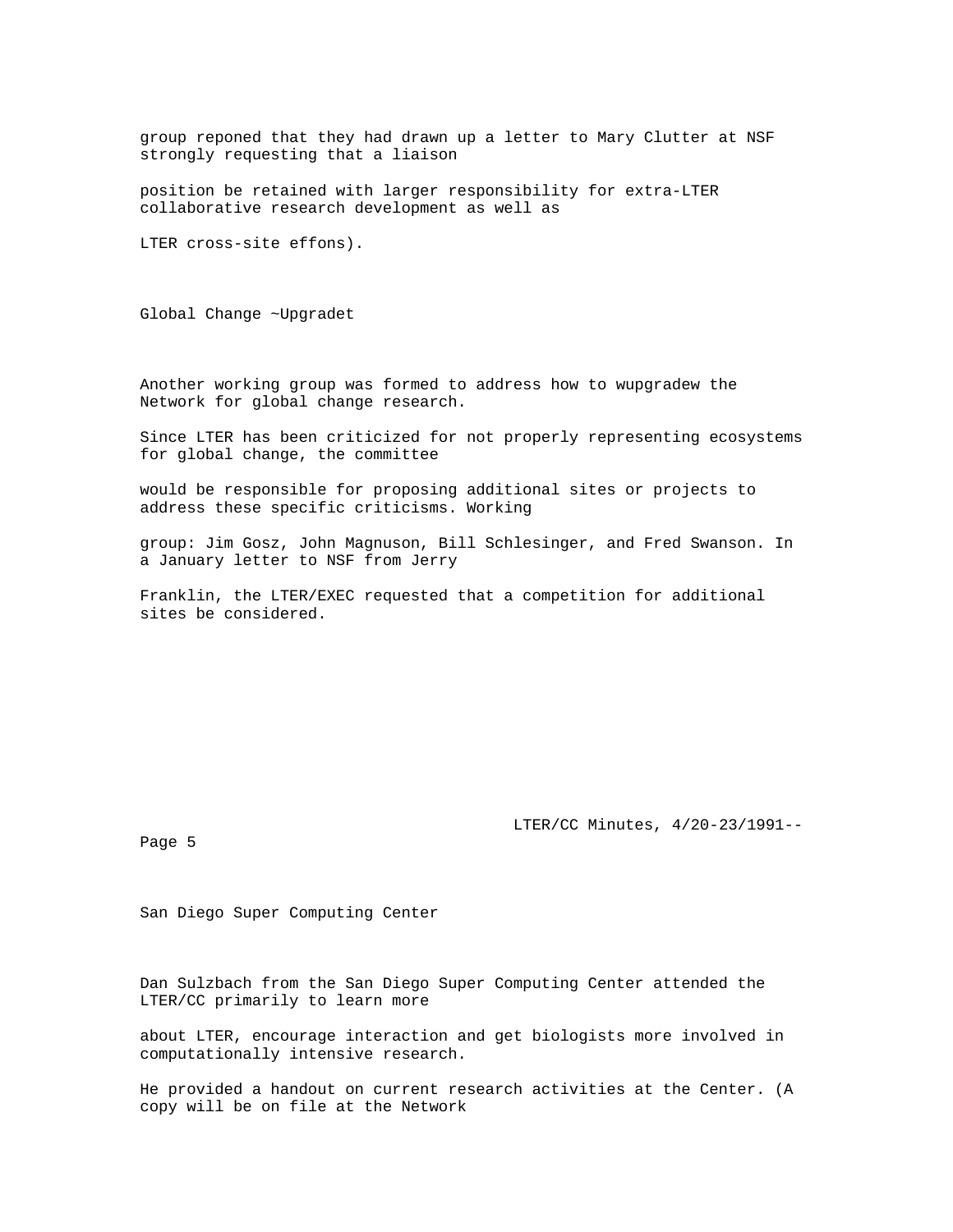group reponed that they had drawn up a letter to Mary Clutter at NSF strongly requesting that a liaison position be retained with larger responsibility for extra-LTER collaborative research development as well as LTER cross-site effons).

## Global Change ~Upgradet

Another working group was formed to address how to wupgradew the Network for global change research. Since LTER has been criticized for not properly representing ecosystems for global change, the committee would be responsible for proposing additional sites or projects to address these specific criticisms. Working group: Jim Gosz, John Magnuson, Bill Schlesinger, and Fred Swanson. In a January letter to NSF from Jerry Franklin, the LTER/EXEC requested that a competition for additional sites be considered.

## San Diego Super Computing Center

Dan Sulzbach from the San Diego Super Computing Center attended the LTER/CC primarily to learn more about LTER, encourage interaction and get biologists more involved in computationally intensive research. He provided a handout on current research activities at the Center. (A copy will be on file at the Network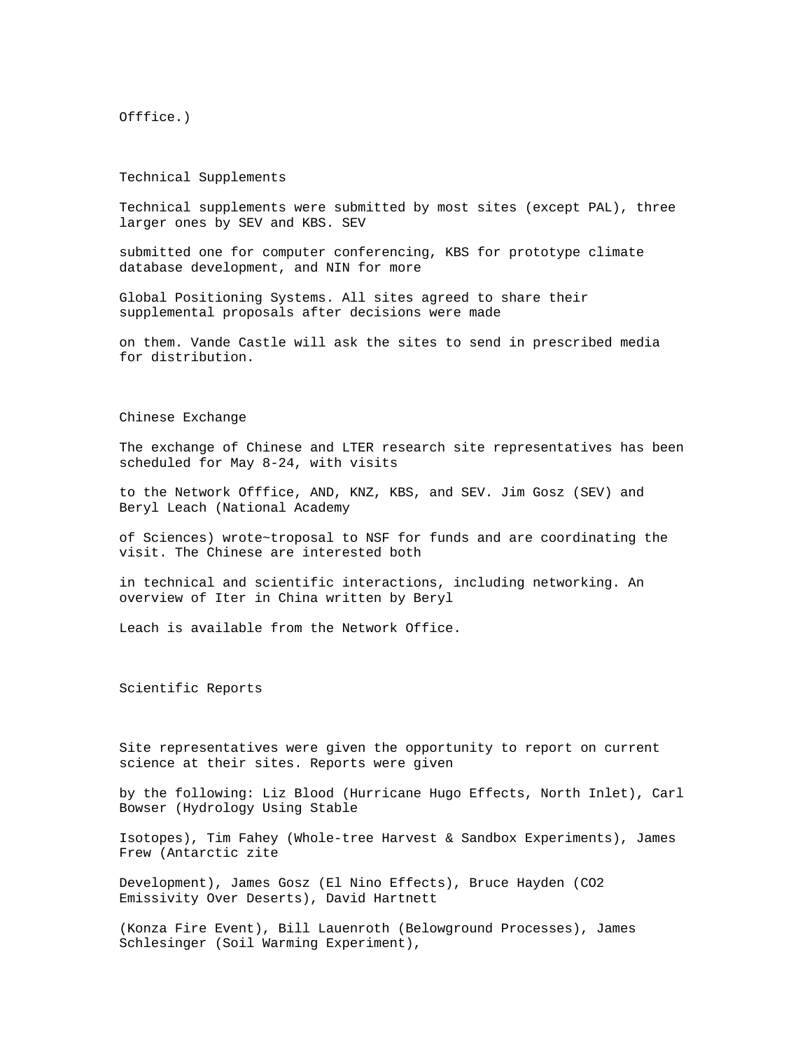Offfice.)

## Technical Supplements

Technical supplements were submitted by most sites (except PAL), three larger ones by SEV and KBS. SEV submitted one for computer conferencing, KBS for prototype climate database development, and NIN for more Global Positioning Systems. All sites agreed to share their supplemental proposals after decisions were made on them. Vande Castle will ask the sites to send in prescribed media for distribution.

## Chinese Exchange

The exchange of Chinese and LTER research site representatives has been scheduled for May 8-24, with visits to the Network Offfice, AND, KNZ, KBS, and SEV. Jim Gosz (SEV) and Beryl Leach (National Academy of Sciences) wrote~troposal to NSF for funds and are coordinating the visit. The Chinese are interested both in technical and scientific interactions, including networking. An overview of Iter in China written by Beryl Leach is available from the Network Office.

## Scientific Reports

Site representatives were given the opportunity to report on current science at their sites. Reports were given by the following: Liz Blood (Hurricane Hugo Effects, North Inlet), Carl Bowser (Hydrology Using Stable Isotopes), Tim Fahey (Whole-tree Harvest & Sandbox Experiments), James Frew (Antarctic zite Development), James Gosz (El Nino Effects), Bruce Hayden (CO2 Emissivity Over Deserts), David Hartnett (Konza Fire Event), Bill Lauenroth (Belowground Processes), James Schlesinger (Soil Warming Experiment),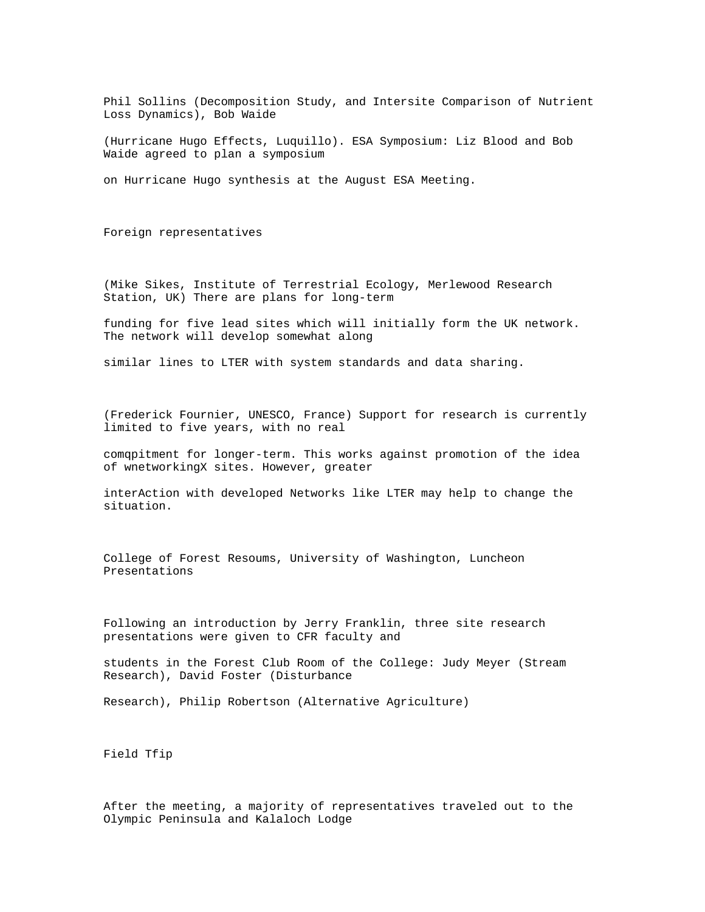Phil Sollins (Decomposition Study, and Intersite Comparison of Nutrient Loss Dynamics), Bob Waide

(Hurricane Hugo Effects, Luquillo). ESA Symposium: Liz Blood and Bob Waide agreed to plan a symposium

on Hurricane Hugo synthesis at the August ESA Meeting.

## Foreign representatives

(Mike Sikes, Institute of Terrestrial Ecology, Merlewood Research Station, UK) There are plans for long-term

funding for five lead sites which will initially form the UK network. The network will develop somewhat along

similar lines to LTER with system standards and data sharing.

(Frederick Fournier, UNESCO, France) Support for research is currently limited to five years, with no real

comqpitment for longer-term. This works against promotion of the idea of wnetworkingX sites. However, greater

interAction with developed Networks like LTER may help to change the situation.

## College of Forest Resoums, University of Washington, Luncheon Presentations

Following an introduction by Jerry Franklin, three site research presentations were given to CFR faculty and

students in the Forest Club Room of the College: Judy Meyer (Stream Research), David Foster (Disturbance

Research), Philip Robertson (Alternative Agriculture)

## Field Tfip

After the meeting, a majority of representatives traveled out to the Olympic Peninsula and Kalaloch Lodge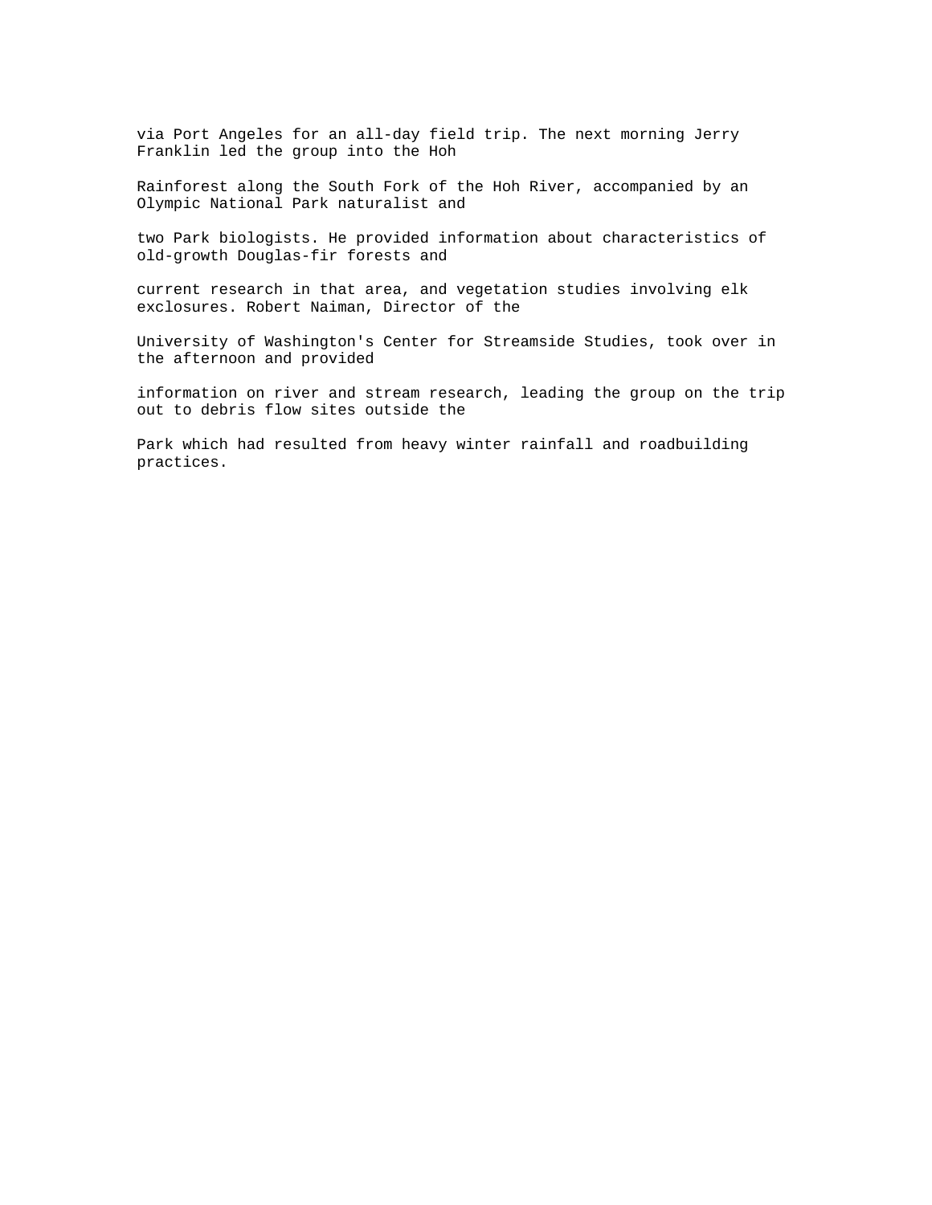via Port Angeles for an all-day field trip. The next morning Jerry Franklin led the group into the Hoh Rainforest along the South Fork of the Hoh River, accompanied by an Olympic National Park naturalist and two Park biologists. He provided information about characteristics of old-growth Douglas-fir forests and current research in that area, and vegetation studies involving elk exclosures. Robert Naiman, Director of the University of Washington's Center for Streamside Studies, took over in the afternoon and provided information on river and stream research, leading the group on the trip out to debris flow sites outside the Park which had resulted from heavy winter rainfall and roadbuilding practices.